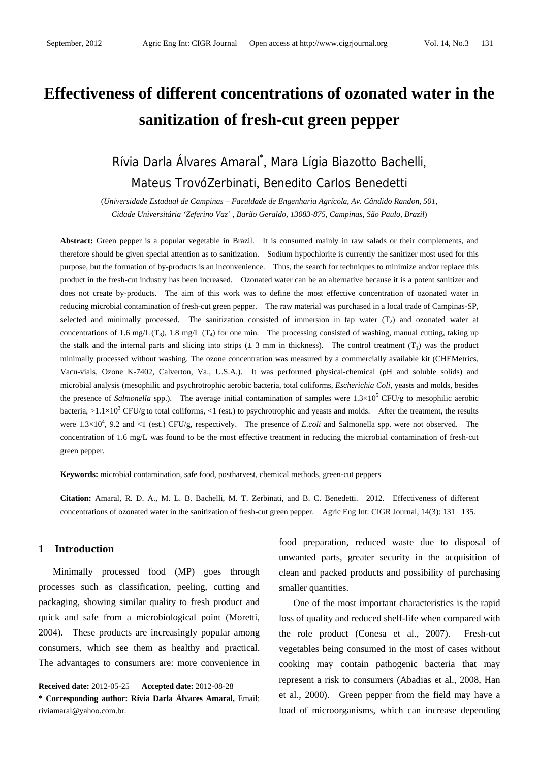# Effectiveness of different concentrations of ozonated water in the sanitization of fresh-cut green pepper

Rívia Darla Álvares Amaral*, Mara Lígia Biazotto Bachelli, Mateus TrovóZerbinati, Benedito Carlos Benedetti

(*Universidade Estadual de Campinas – Faculdade de Engenharia Agrícola, Av. Cândido Randon, 501, Cidade Universitária 'Zeferino Vaz' , Barão Geraldo, 13083-875, Campinas, São Paulo, Brazil*)

**Abstract:** Green pepper is a popular vegetable in Brazil. It is consumed mainly in raw salads or their complements, and therefore should be given special attention as to sanitization. Sodium hypochlorite is currently the sanitizer most used for this purpose, but the formation of by-products is an inconvenience. Thus, the search for techniques to minimize and/or replace this product in the fresh-cut industry has been increased. Ozonated water can be an alternative because it is a potent sanitizer and does not create by-products. The aim of this work was to define the most effective concentration of ozonated water in reducing microbial contamination of fresh-cut green pepper. The raw material was purchased in a local trade of Campinas-SP, selected and minimally processed. The sanitization consisted of immersion in tap water ($T_2$) and ozonated water at concentrations of 1.6 mg/L ($T_3$), 1.8 mg/L ($T_4$) for one min. The processing consisted of washing, manual cutting, taking up the stalk and the internal parts and slicing into strips (± 3 mm in thickness). The control treatment ($T_1$) was the product minimally processed without washing. The ozone concentration was measured by a commercially available kit (CHEMetrics, Vacu-vials, Ozone K-7402, Calverton, Va., U.S.A.). It was performed physical-chemical (pH and soluble solids) and microbial analysis (mesophilic and psychrotrophic aerobic bacteria, total coliforms, *Escherichia Coli*, yeasts and molds, besides the presence of *Salmonella* spp.). The average initial contamination of samples were $1.3\times10^5$ CFU/g to mesophilic aerobic bacteria, $>1.1\times10^3$ CFU/g to total coliforms, <1 (est.) to psychrotrophic and yeasts and molds. After the treatment, the results were $1.3\times10^4$, 9.2 and <1 (est.) CFU/g, respectively. The presence of *E.coli* and Salmonella spp. were not observed. The concentration of 1.6 mg/L was found to be the most effective treatment in reducing the microbial contamination of fresh-cut green pepper.

**Keywords:** microbial contamination, safe food, postharvest, chemical methods, green-cut peppers

**Citation:** Amaral, R. D. A., M. L. B. Bachelli, M. T. Zerbinati, and B. C. Benedetti. 2012. Effectiveness of different concentrations of ozonated water in the sanitization of fresh-cut green pepper. Agric Eng Int: CIGR Journal, 14(3): 131－135.

## 1 Introduction

Minimally processed food (MP) goes through processes such as classification, peeling, cutting and packaging, showing similar quality to fresh product and quick and safe from a microbiological point (Moretti, 2004). These products are increasingly popular among consumers, which see them as healthy and practical. The advantages to consumers are: more convenience in food preparation, reduced waste due to disposal of unwanted parts, greater security in the acquisition of clean and packed products and possibility of purchasing smaller quantities.

One of the most important characteristics is the rapid loss of quality and reduced shelf-life when compared with the role product (Conesa et al., 2007). Fresh-cut vegetables being consumed in the most of cases without cooking may contain pathogenic bacteria that may represent a risk to consumers (Abadias et al., 2008, Han et al., 2000). Green pepper from the field may have a load of microorganisms, which can increase depending

---

**Received date:** 2012-05-25 **Accepted date:** 2012-08-28

**\* Corresponding author: Rívia Darla Álvares Amaral,** Email: riviamaral@yahoo.com.br.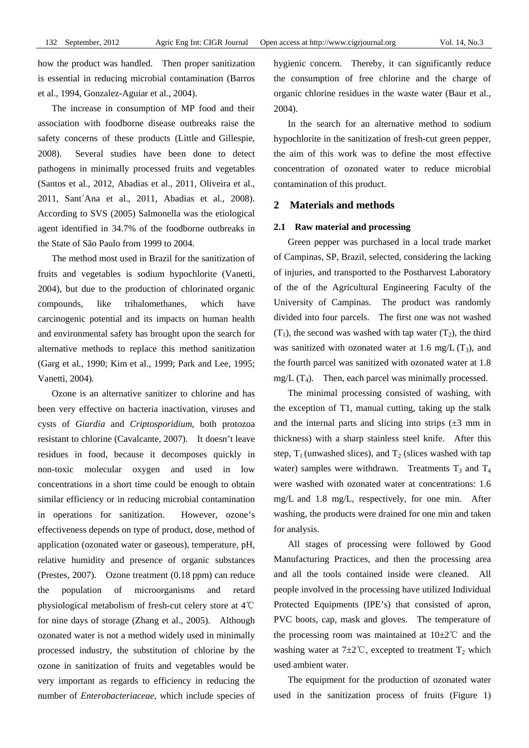how the product was handled. Then proper sanitization is essential in reducing microbial contamination (Barros et al., 1994, Gonzalez-Aguiar et al., 2004).

The increase in consumption of MP food and their association with foodborne disease outbreaks raise the safety concerns of these products (Little and Gillespie, 2008). Several studies have been done to detect pathogens in minimally processed fruits and vegetables (Santos et al., 2012, Abadias et al., 2011, Oliveira et al., 2011, Sant´Ana et al., 2011, Abadias et al., 2008). According to SVS (2005) Salmonella was the etiological agent identified in 34.7% of the foodborne outbreaks in the State of São Paulo from 1999 to 2004.

The method most used in Brazil for the sanitization of fruits and vegetables is sodium hypochlorite (Vanetti, 2004), but due to the production of chlorinated organic compounds, like trihalomethanes, which have carcinogenic potential and its impacts on human health and environmental safety has brought upon the search for alternative methods to replace this method sanitization (Garg et al*.*, 1990; Kim et al., 1999; Park and Lee, 1995; Vanetti, 2004).

Ozone is an alternative sanitizer to chlorine and has been very effective on bacteria inactivation, viruses and cysts of *Giardia* and *Criptosporidium*, both protozoa resistant to chlorine (Cavalcante, 2007). It doesn't leave residues in food, because it decomposes quickly in non-toxic molecular oxygen and used in low concentrations in a short time could be enough to obtain similar efficiency or in reducing microbial contamination in operations for sanitization. However, ozone's effectiveness depends on type of product, dose, method of application (ozonated water or gaseous), temperature, pH, relative humidity and presence of organic substances (Prestes, 2007). Ozone treatment (0.18 ppm) can reduce the population of microorganisms and retard physiological metabolism of fresh-cut celery store at 4℃ for nine days of storage (Zhang et al., 2005). Although ozonated water is not a method widely used in minimally processed industry, the substitution of chlorine by the ozone in sanitization of fruits and vegetables would be very important as regards to efficiency in reducing the number of *Enterobacteriaceae*, which include species of hygienic concern. Thereby, it can significantly reduce the consumption of free chlorine and the charge of organic chlorine residues in the waste water (Baur et al., 2004).

In the search for an alternative method to sodium hypochlorite in the sanitization of fresh-cut green pepper, the aim of this work was to define the most effective concentration of ozonated water to reduce microbial contamination of this product.

## 2 Materials and methods

### 2.1 Raw material and processing

Green pepper was purchased in a local trade market of Campinas, SP, Brazil, selected, considering the lacking of injuries, and transported to the Postharvest Laboratory of the of the Agricultural Engineering Faculty of the University of Campinas. The product was randomly divided into four parcels. The first one was not washed ($T_1$), the second was washed with tap water ($T_2$), the third was sanitized with ozonated water at 1.6 mg/L ($T_3$), and the fourth parcel was sanitized with ozonated water at 1.8 mg/L ($T_4$). Then, each parcel was minimally processed.

The minimal processing consisted of washing, with the exception of T1, manual cutting, taking up the stalk and the internal parts and slicing into strips (±3 mm in thickness) with a sharp stainless steel knife. After this step, $T_1$ (unwashed slices), and $T_2$ (slices washed with tap water) samples were withdrawn. Treatments $T_3$ and $T_4$ were washed with ozonated water at concentrations: 1.6 mg/L and 1.8 mg/L, respectively, for one min. After washing, the products were drained for one min and taken for analysis.

All stages of processing were followed by Good Manufacturing Practices, and then the processing area and all the tools contained inside were cleaned. All people involved in the processing have utilized Individual Protected Equipments (IPE's) that consisted of apron, PVC boots, cap, mask and gloves. The temperature of the processing room was maintained at 10±2℃ and the washing water at 7±2℃, excepted to treatment $T_2$ which used ambient water.

The equipment for the production of ozonated water used in the sanitization process of fruits (Figure 1)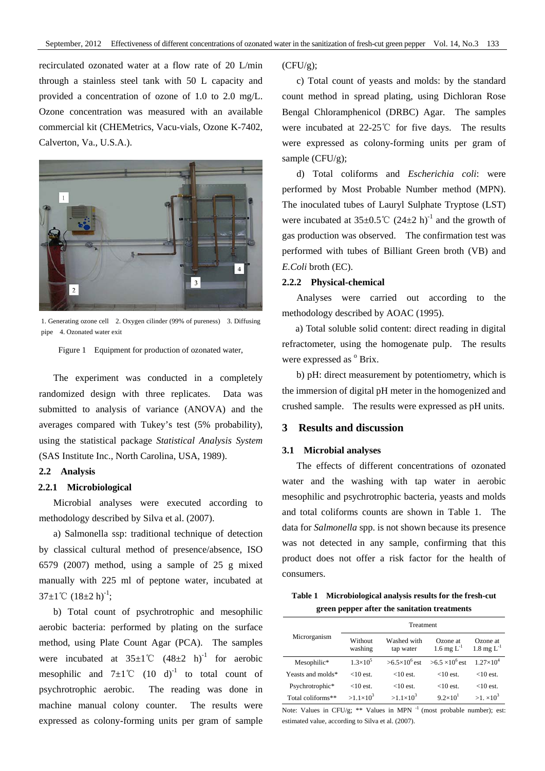recirculated ozonated water at a flow rate of 20 L/min through a stainless steel tank with 50 L capacity and provided a concentration of ozone of 1.0 to 2.0 mg/L. Ozone concentration was measured with an available commercial kit (CHEMetrics, Vacu-vials, Ozone K-7402, Calverton, Va., U.S.A.).

1. Generating ozone cell 2. Oxygen cilinder (99% of pureness) 3. Diffusing pipe 4. Ozonated water exit

Figure 1 Equipment for production of ozonated water,

The experiment was conducted in a completely randomized design with three replicates. Data was submitted to analysis of variance (ANOVA) and the averages compared with Tukey's test (5% probability), using the statistical package *Statistical Analysis System* (SAS Institute Inc., North Carolina, USA, 1989).

## 2.2 Analysis

### 2.2.1 Microbiological

Microbial analyses were executed according to methodology described by Silva et al. (2007).

a) Salmonella ssp: traditional technique of detection by classical cultural method of presence/absence, ISO 6579 (2007) method, using a sample of 25 g mixed manually with 225 ml of peptone water, incubated at 37±1℃ $(18\pm2\ h)^{-1}$;

b) Total count of psychrotrophic and mesophilic aerobic bacteria: performed by plating on the surface method, using Plate Count Agar (PCA). The samples were incubated at 35±1℃ $(48\pm2\ h)^{-1}$ for aerobic mesophilic and 7±1℃ $(10\ d)^{-1}$ to total count of psychrotrophic aerobic. The reading was done in machine manual colony counter. The results were expressed as colony-forming units per gram of sample (CFU/g);

c) Total count of yeasts and molds: by the standard count method in spread plating, using Dichloran Rose Bengal Chloramphenicol (DRBC) Agar. The samples were incubated at 22-25℃ for five days. The results were expressed as colony-forming units per gram of sample (CFU/g);

d) Total coliforms and *Escherichia coli*: were performed by Most Probable Number method (MPN). The inoculated tubes of Lauryl Sulphate Tryptose (LST) were incubated at 35±0.5℃ $(24\pm2\ h)^{-1}$ and the growth of gas production was observed. The confirmation test was performed with tubes of Billiant Green broth (VB) and *E.Coli* broth (EC).

### 2.2.2 Physical-chemical

Analyses were carried out according to the methodology described by AOAC (1995).

a) Total soluble solid content: direct reading in digital refractometer, using the homogenate pulp. The results were expressed as $^{o}$ Brix.

b) pH: direct measurement by potentiometry, which is the immersion of digital pH meter in the homogenized and crushed sample. The results were expressed as pH units.

# 3 Results and discussion

## 3.1 Microbial analyses

The effects of different concentrations of ozonated water and the washing with tap water in aerobic mesophilic and psychrotrophic bacteria, yeasts and molds and total coliforms counts are shown in Table 1. The data for *Salmonella* spp. is not shown because its presence was not detected in any sample, confirming that this product does not offer a risk factor for the health of consumers.

**Table 1 Microbiological analysis results for the fresh-cut green pepper after the sanitation treatments**

| Microrganism | Treatment | | | |
|---|---|---|---|---|
| | Without washing | Washed with tap water | Ozone at 1.6 mg $L^{-1}$ | Ozone at 1.8 mg $L^{-1}$ |
| Mesophilic* | $1.3\times10^5$ | $>6.5\times10^6$ est | $>6.5\times10^6$ est | $1.27\times10^4$ |
| Yeasts and molds* | <10 est. | <10 est. | <10 est. | <10 est. |
| Psychrotrophic* | <10 est. | <10 est. | <10 est. | <10 est. |
| Total coliforms** | $>1.1\times10^3$ | $>1.1\times10^3$ | $9.2\times10^1$ | $>1.\times10^3$ |

Note: Values in CFU/g; ** Values in MPN $^{-1}$ (most probable number); est: estimated value, according to Silva et al. (2007).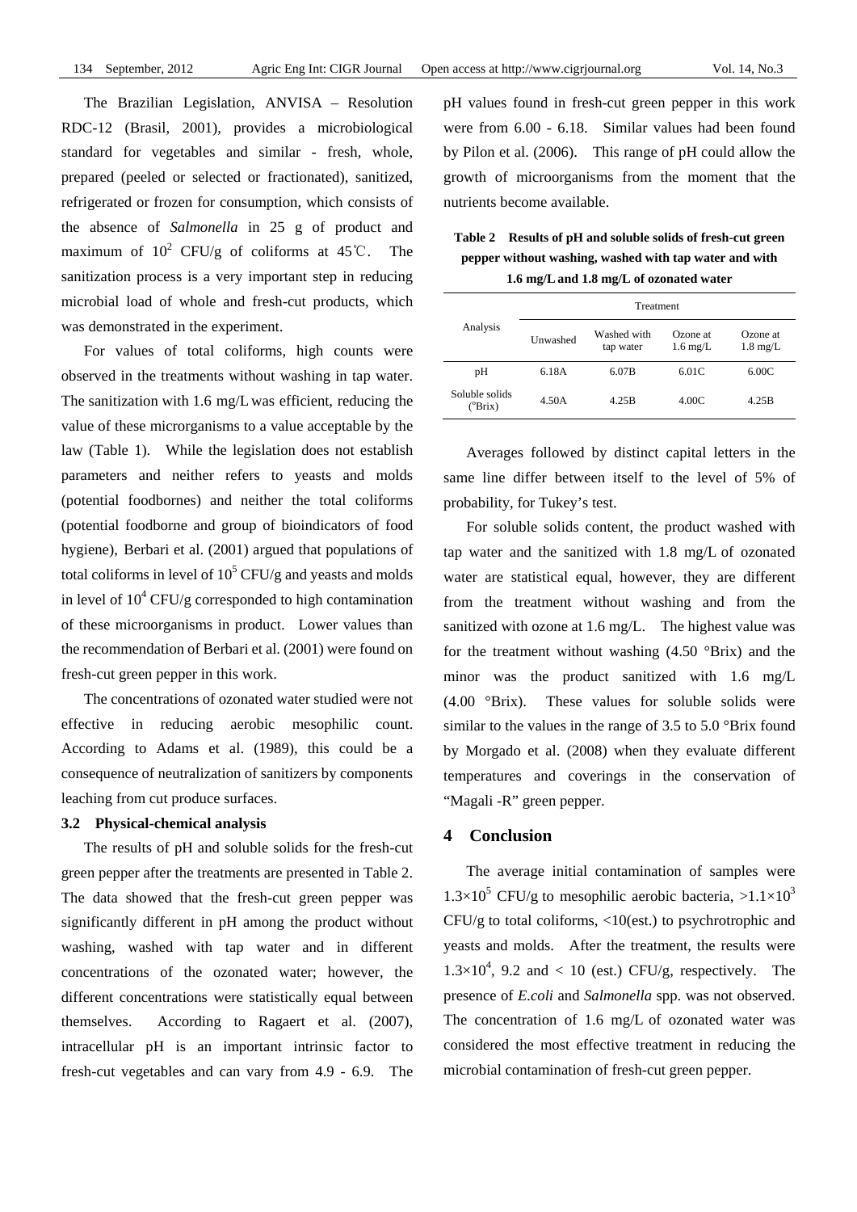The Brazilian Legislation, ANVISA – Resolution RDC-12 (Brasil, 2001), provides a microbiological standard for vegetables and similar - fresh, whole, prepared (peeled or selected or fractionated), sanitized, refrigerated or frozen for consumption, which consists of the absence of *Salmonella* in 25 g of product and maximum of $10^2$ CFU/g of coliforms at 45℃. The sanitization process is a very important step in reducing microbial load of whole and fresh-cut products, which was demonstrated in the experiment.

For values of total coliforms, high counts were observed in the treatments without washing in tap water. The sanitization with 1.6 mg/L was efficient, reducing the value of these microrganisms to a value acceptable by the law (Table 1). While the legislation does not establish parameters and neither refers to yeasts and molds (potential foodbornes) and neither the total coliforms (potential foodborne and group of bioindicators of food hygiene), Berbari et al. (2001) argued that populations of total coliforms in level of $10^5$ CFU/g and yeasts and molds in level of $10^4$ CFU/g corresponded to high contamination of these microorganisms in product. Lower values than the recommendation of Berbari et al. (2001) were found on fresh-cut green pepper in this work.

The concentrations of ozonated water studied were not effective in reducing aerobic mesophilic count. According to Adams et al. (1989), this could be a consequence of neutralization of sanitizers by components leaching from cut produce surfaces.

### 3.2 Physical-chemical analysis

The results of pH and soluble solids for the fresh-cut green pepper after the treatments are presented in Table 2. The data showed that the fresh-cut green pepper was significantly different in pH among the product without washing, washed with tap water and in different concentrations of the ozonated water; however, the different concentrations were statistically equal between themselves. According to Ragaert et al. (2007), intracellular pH is an important intrinsic factor to fresh-cut vegetables and can vary from 4.9 - 6.9. The pH values found in fresh-cut green pepper in this work were from 6.00 - 6.18. Similar values had been found by Pilon et al. (2006). This range of pH could allow the growth of microorganisms from the moment that the nutrients become available.

**Table 2 Results of pH and soluble solids of fresh-cut green pepper without washing, washed with tap water and with 1.6 mg/L and 1.8 mg/L of ozonated water**

| Analysis | Treatment | | | |
|---|---|---|---|---|
| | Unwashed | Washed with tap water | Ozone at 1.6 mg/L | Ozone at 1.8 mg/L |
| pH | 6.18A | 6.07B | 6.01C | 6.00C |
| Soluble solids (°Brix) | 4.50A | 4.25B | 4.00C | 4.25B |

Averages followed by distinct capital letters in the same line differ between itself to the level of 5% of probability, for Tukey's test.

For soluble solids content, the product washed with tap water and the sanitized with 1.8 mg/L of ozonated water are statistical equal, however, they are different from the treatment without washing and from the sanitized with ozone at 1.6 mg/L. The highest value was for the treatment without washing (4.50 °Brix) and the minor was the product sanitized with 1.6 mg/L (4.00 °Brix). These values for soluble solids were similar to the values in the range of 3.5 to 5.0 °Brix found by Morgado et al. (2008) when they evaluate different temperatures and coverings in the conservation of "Magali -R" green pepper.

## 4 Conclusion

The average initial contamination of samples were $1.3\times10^5$ CFU/g to mesophilic aerobic bacteria, $>1.1\times10^3$ CFU/g to total coliforms, <10(est.) to psychrotrophic and yeasts and molds. After the treatment, the results were $1.3\times10^4$, 9.2 and < 10 (est.) CFU/g, respectively. The presence of *E.coli* and *Salmonella* spp. was not observed. The concentration of 1.6 mg/L of ozonated water was considered the most effective treatment in reducing the microbial contamination of fresh-cut green pepper.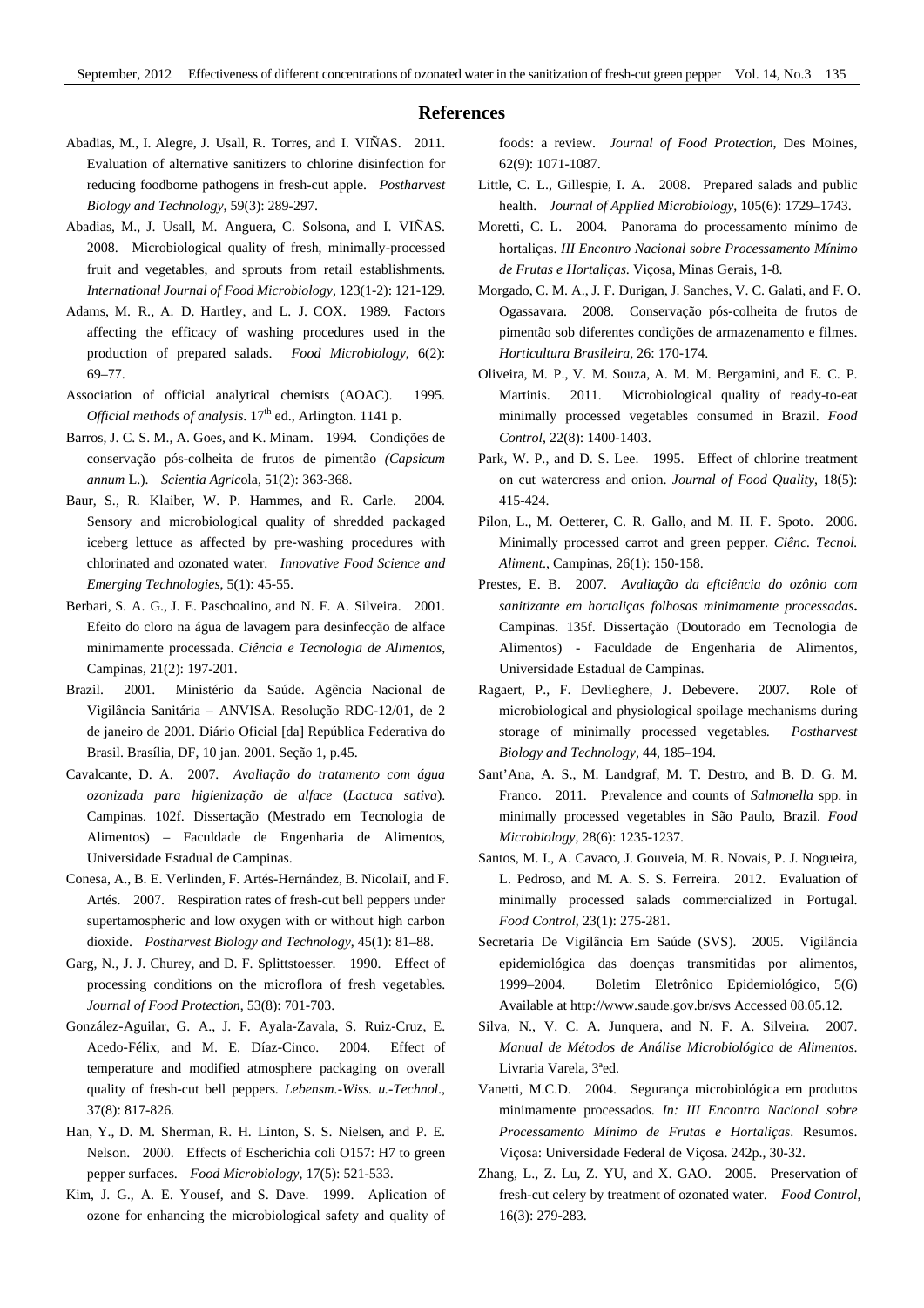## References

Abadias, M., I. Alegre, J. Usall, R. Torres, and I. VIÑAS. 2011. Evaluation of alternative sanitizers to chlorine disinfection for reducing foodborne pathogens in fresh-cut apple. *Postharvest Biology and Technology*, 59(3): 289-297.

Abadias, M., J. Usall, M. Anguera, C. Solsona, and I. VIÑAS. 2008. Microbiological quality of fresh, minimally-processed fruit and vegetables, and sprouts from retail establishments. *International Journal of Food Microbiology*, 123(1-2): 121-129.

Adams, M. R., A. D. Hartley, and L. J. COX. 1989. Factors affecting the efficacy of washing procedures used in the production of prepared salads. *Food Microbiology*, 6(2): 69–77.

Association of official analytical chemists (AOAC). 1995. *Official methods of analysis*. 17th ed., Arlington. 1141 p.

Barros, J. C. S. M., A. Goes, and K. Minam. 1994. Condições de conservação pós-colheita de frutos de pimentão *(Capsicum annum* L.). *Scientia Agric*ola, 51(2): 363-368.

Baur, S., R. Klaiber, W. P. Hammes, and R. Carle. 2004. Sensory and microbiological quality of shredded packaged iceberg lettuce as affected by pre-washing procedures with chlorinated and ozonated water. *Innovative Food Science and Emerging Technologies*, 5(1): 45-55.

Berbari, S. A. G., J. E. Paschoalino, and N. F. A. Silveira. 2001. Efeito do cloro na água de lavagem para desinfecção de alface minimamente processada. *Ciência e Tecnologia de Alimentos*, Campinas, 21(2): 197-201.

Brazil. 2001. Ministério da Saúde. Agência Nacional de Vigilância Sanitária – ANVISA. Resolução RDC-12/01, de 2 de janeiro de 2001. Diário Oficial [da] República Federativa do Brasil. Brasília, DF, 10 jan. 2001. Seção 1, p.45.

Cavalcante, D. A. 2007. *Avaliação do tratamento com água ozonizada para higienização de alface* (*Lactuca sativa*). Campinas. 102f. Dissertação (Mestrado em Tecnologia de Alimentos) – Faculdade de Engenharia de Alimentos, Universidade Estadual de Campinas.

Conesa, A., B. E. Verlinden, F. Artés-Hernández, B. NicolaiI, and F. Artés. 2007. Respiration rates of fresh-cut bell peppers under supertamospheric and low oxygen with or without high carbon dioxide. *Postharvest Biology and Technology*, 45(1): 81–88.

Garg, N., J. J. Churey, and D. F. Splittstoesser. 1990. Effect of processing conditions on the microflora of fresh vegetables. *Journal of Food Protection*, 53(8): 701-703.

González-Aguilar, G. A., J. F. Ayala-Zavala, S. Ruiz-Cruz, E. Acedo-Félix, and M. E. Díaz-Cinco. 2004. Effect of temperature and modified atmosphere packaging on overall quality of fresh-cut bell peppers. *Lebensm.-Wiss. u.-Technol*., 37(8): 817-826.

Han, Y., D. M. Sherman, R. H. Linton, S. S. Nielsen, and P. E. Nelson. 2000. Effects of Escherichia coli O157: H7 to green pepper surfaces. *Food Microbiology*, 17(5): 521-533.

Kim, J. G., A. E. Yousef, and S. Dave. 1999. Aplication of ozone for enhancing the microbiological safety and quality of foods: a review. *Journal of Food Protection*, Des Moines, 62(9): 1071-1087.

Little, C. L., Gillespie, I. A. 2008. Prepared salads and public health. *Journal of Applied Microbiology*, 105(6): 1729–1743.

Moretti, C. L. 2004. Panorama do processamento mínimo de hortaliças. *III Encontro Nacional sobre Processamento Mínimo de Frutas e Hortaliças*. Viçosa, Minas Gerais, 1-8.

Morgado, C. M. A., J. F. Durigan, J. Sanches, V. C. Galati, and F. O. Ogassavara. 2008. Conservação pós-colheita de frutos de pimentão sob diferentes condições de armazenamento e filmes. *Horticultura Brasileira*, 26: 170-174.

Oliveira, M. P., V. M. Souza, A. M. M. Bergamini, and E. C. P. Martinis. 2011. Microbiological quality of ready-to-eat minimally processed vegetables consumed in Brazil. *Food Control*, 22(8): 1400-1403.

Park, W. P., and D. S. Lee. 1995. Effect of chlorine treatment on cut watercress and onion. *Journal of Food Quality*, 18(5): 415-424.

Pilon, L., M. Oetterer, C. R. Gallo, and M. H. F. Spoto. 2006. Minimally processed carrot and green pepper. *Ciênc. Tecnol. Aliment*., Campinas, 26(1): 150-158.

Prestes, E. B. 2007. *Avaliação da eficiência do ozônio com sanitizante em hortaliças folhosas minimamente processadas***.** Campinas. 135f. Dissertação (Doutorado em Tecnologia de Alimentos) - Faculdade de Engenharia de Alimentos, Universidade Estadual de Campinas*.*

Ragaert, P., F. Devlieghere, J. Debevere. 2007. Role of microbiological and physiological spoilage mechanisms during storage of minimally processed vegetables. *Postharvest Biology and Technology*, 44, 185–194.

Sant'Ana, A. S., M. Landgraf, M. T. Destro, and B. D. G. M. Franco. 2011. Prevalence and counts of *Salmonella* spp. in minimally processed vegetables in São Paulo, Brazil. *Food Microbiology*, 28(6): 1235-1237.

Santos, M. I., A. Cavaco, J. Gouveia, M. R. Novais, P. J. Nogueira, L. Pedroso, and M. A. S. S. Ferreira. 2012. Evaluation of minimally processed salads commercialized in Portugal. *Food Control*, 23(1): 275-281.

Secretaria De Vigilância Em Saúde (SVS). 2005. Vigilância epidemiológica das doenças transmitidas por alimentos, 1999–2004. Boletim Eletrônico Epidemiológico, 5(6) Available at http://www.saude.gov.br/svs Accessed 08.05.12.

Silva, N., V. C. A. Junquera, and N. F. A. Silveira. 2007. *Manual de Métodos de Análise Microbiológica de Alimentos*. Livraria Varela, 3ªed.

Vanetti, M.C.D. 2004. Segurança microbiológica em produtos minimamente processados. *In: III Encontro Nacional sobre Processamento Mínimo de Frutas e Hortaliças.* Resumos. Viçosa: Universidade Federal de Viçosa. 242p., 30-32.

Zhang, L., Z. Lu, Z. YU, and X. GAO. 2005. Preservation of fresh-cut celery by treatment of ozonated water. *Food Control*, 16(3): 279-283.